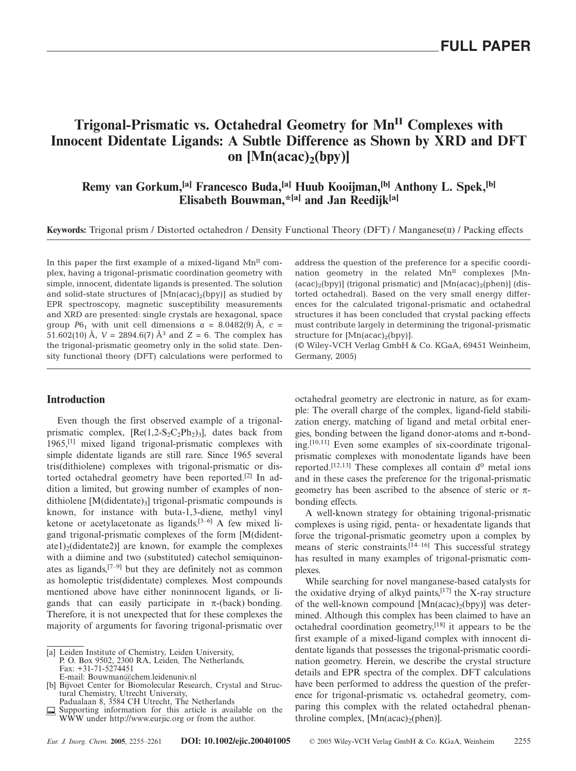# Trigonal-Prismatic vs. Octahedral Geometry for $Mn^{II}$ Complexes with Innocent Didentate Ligands: A Subtle Difference as Shown by XRD and DFT on $[Mn(acac)_2(bpy)]$

**Remy van Gorkum,[a] Francesco Buda,[a] Huub Kooijman,[b] Anthony L. Spek,[b] Elisabeth Bouwman,*[a] and Jan Reedijk[a]**

**Keywords:** Trigonal prism / Distorted octahedron / Density Functional Theory (DFT) / Manganese(II) / Packing effects

In this paper the first example of a mixed-ligand $Mn^{II}$ complex, having a trigonal-prismatic coordination geometry with simple, innocent, didentate ligands is presented. The solution and solid-state structures of $[Mn(acac)_2(bpy)]$ as studied by EPR spectroscopy, magnetic susceptibility measurements and XRD are presented: single crystals are hexagonal, space group $P6_1$ with unit cell dimensions $a$ = 8.0482(9) Å, $c$ = 51.602(10) Å, $V$ = 2894.6(7) $Å^3$ and $Z$ = 6. The complex has the trigonal-prismatic geometry only in the solid state. Density functional theory (DFT) calculations were performed to address the question of the preference for a specific coordination geometry in the related $Mn^{II}$ complexes $[Mn(acac)_2(bpy)]$ (trigonal prismatic) and $[Mn(acac)_2(phen)]$ (distorted octahedral). Based on the very small energy differences for the calculated trigonal-prismatic and octahedral structures it has been concluded that crystal packing effects must contribute largely in determining the trigonal-prismatic structure for $[Mn(acac)_2(bpy)]$.

(© Wiley-VCH Verlag GmbH & Co. KGaA, 69451 Weinheim, Germany, 2005)

## Introduction

Even though the first observed example of a trigonal-prismatic complex, $[Re(1,2\text{-}S_2C_2Ph_2)_3]$, dates back from 1965,[1] mixed ligand trigonal-prismatic complexes with simple didentate ligands are still rare. Since 1965 several tris(dithiolene) complexes with trigonal-prismatic or distorted octahedral geometry have been reported.[2] In addition a limited, but growing number of examples of non-dithiolene $[M(didentate)_3]$ trigonal-prismatic compounds is known, for instance with buta-1,3-diene, methyl vinyl ketone or acetylacetonate as ligands.[3–6] A few mixed ligand trigonal-prismatic complexes of the form $[M(didentate1)_2(didentate2)]$ are known, for example the complexes with a diimine and two (substituted) catechol semiquinonates as ligands,[7–9] but they are definitely not as common as homoleptic tris(didentate) complexes. Most compounds mentioned above have either noninnocent ligands, or ligands that can easily participate in π-(back) bonding. Therefore, it is not unexpected that for these complexes the majority of arguments for favoring trigonal-prismatic over octahedral geometry are electronic in nature, as for example: The overall charge of the complex, ligand-field stabilization energy, matching of ligand and metal orbital energies, bonding between the ligand donor-atoms and π-bonding.[10,11] Even some examples of six-coordinate trigonal-prismatic complexes with monodentate ligands have been reported.[12,13] These complexes all contain $d^0$ metal ions and in these cases the preference for the trigonal-prismatic geometry has been ascribed to the absence of steric or π-bonding effects.

A well-known strategy for obtaining trigonal-prismatic complexes is using rigid, penta- or hexadentate ligands that force the trigonal-prismatic geometry upon a complex by means of steric constraints.[14–16] This successful strategy has resulted in many examples of trigonal-prismatic complexes.

While searching for novel manganese-based catalysts for the oxidative drying of alkyd paints,[17] the X-ray structure of the well-known compound $[Mn(acac)_2(bpy)]$ was determined. Although this complex has been claimed to have an octahedral coordination geometry,[18] it appears to be the first example of a mixed-ligand complex with innocent didentate ligands that possesses the trigonal-prismatic coordination geometry. Herein, we describe the crystal structure details and EPR spectra of the complex. DFT calculations have been performed to address the question of the preference for trigonal-prismatic vs. octahedral geometry, comparing this complex with the related octahedral phenanthroline complex, $[Mn(acac)_2(phen)]$.

[a] Leiden Institute of Chemistry, Leiden University, P. O. Box 9502, 2300 RA, Leiden, The Netherlands, Fax: +31-71-5274451, E-mail: Bouwman@chem.leidenuniv.nl

[b] Bijvoet Center for Biomolecular Research, Crystal and Structural Chemistry, Utrecht University, Padualaan 8, 3584 CH Utrecht, The Netherlands

Supporting information for this article is available on the WWW under http://www.eurjic.org or from the author.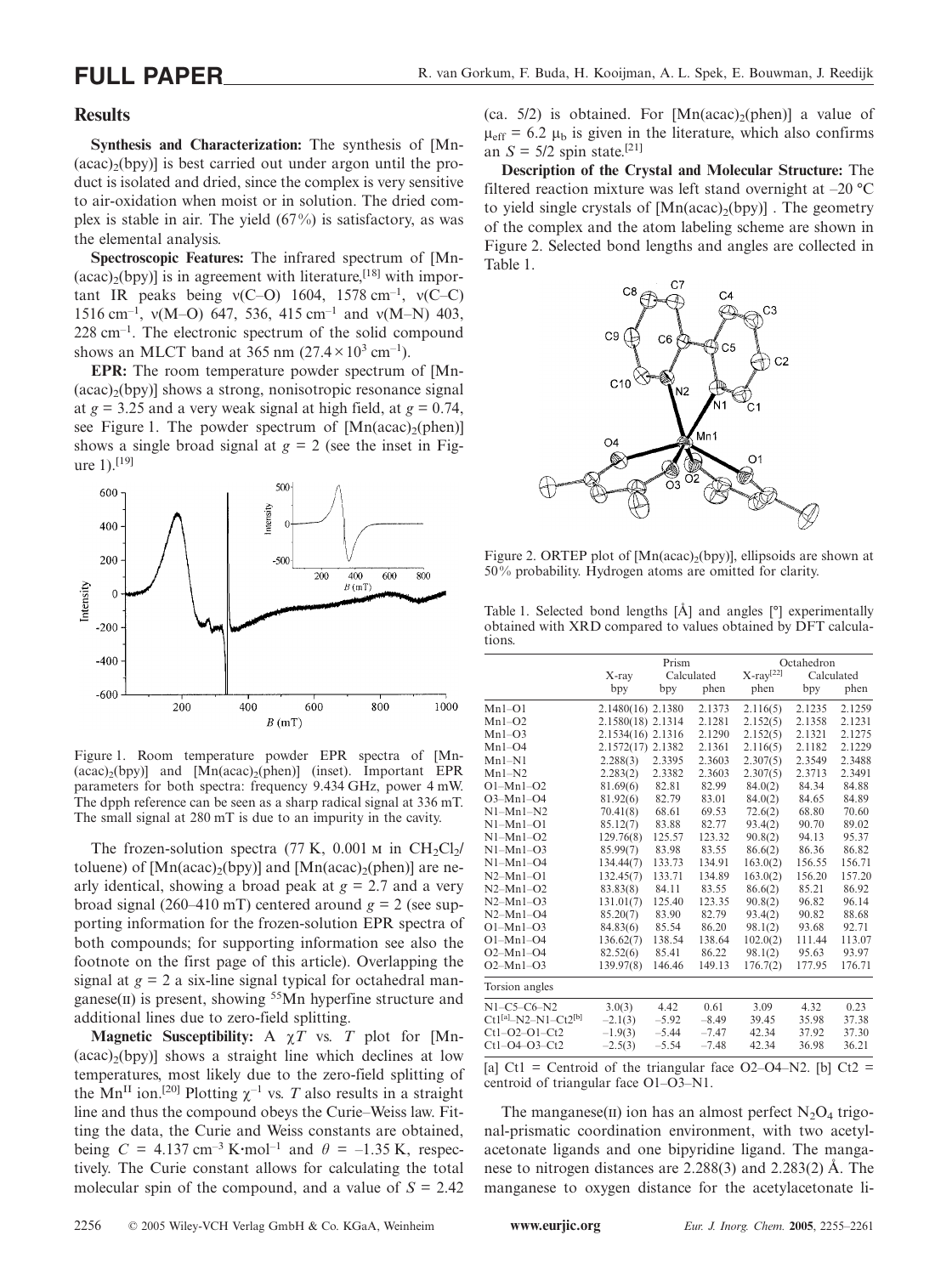## Results

**Synthesis and Characterization:** The synthesis of [Mn(acac)$_2$(bpy)] is best carried out under argon until the product is isolated and dried, since the complex is very sensitive to air-oxidation when moist or in solution. The dried complex is stable in air. The yield (67%) is satisfactory, as was the elemental analysis.

**Spectroscopic Features:** The infrared spectrum of [Mn(acac)$_2$(bpy)] is in agreement with literature,[18] with important IR peaks being ν(C–O) 1604, 1578 cm$^{-1}$, ν(C–C) 1516 cm$^{-1}$, ν(M–O) 647, 536, 415 cm$^{-1}$ and ν(M–N) 403, 228 cm$^{-1}$. The electronic spectrum of the solid compound shows an MLCT band at 365 nm ($27.4 \times 10^3$ cm$^{-1}$).

**EPR:** The room temperature powder spectrum of [Mn(acac)$_2$(bpy)] shows a strong, nonisotropic resonance signal at $g = 3.25$ and a very weak signal at high field, at $g = 0.74$, see Figure 1. The powder spectrum of [Mn(acac)$_2$(phen)] shows a single broad signal at $g = 2$ (see the inset in Figure 1).[19]

Figure 1. Room temperature powder EPR spectra of [Mn(acac)$_2$(bpy)] and [Mn(acac)$_2$(phen)] (inset). Important EPR parameters for both spectra: frequency 9.434 GHz, power 4 mW. The dpph reference can be seen as a sharp radical signal at 336 mT. The small signal at 280 mT is due to an impurity in the cavity.

The frozen-solution spectra (77 K, 0.001 M in CH$_2$Cl$_2$/toluene) of [Mn(acac)$_2$(bpy)] and [Mn(acac)$_2$(phen)] are nearly identical, showing a broad peak at $g = 2.7$ and a very broad signal (260–410 mT) centered around $g = 2$ (see supporting information for the frozen-solution EPR spectra of both compounds; for supporting information see also the footnote on the first page of this article). Overlapping the signal at $g = 2$ a six-line signal typical for octahedral manganese(II) is present, showing $^{55}$Mn hyperfine structure and additional lines due to zero-field splitting.

**Magnetic Susceptibility:** A $\chi T$ vs. $T$ plot for [Mn(acac)$_2$(bpy)] shows a straight line which declines at low temperatures, most likely due to the zero-field splitting of the Mn$^{II}$ ion.[20] Plotting $\chi^{-1}$ vs. $T$ also results in a straight line and thus the compound obeys the Curie–Weiss law. Fitting the data, the Curie and Weiss constants are obtained, being $C = 4.137$ cm$^{-3}$ K·mol$^{-1}$ and $\theta = -1.35$ K, respectively. The Curie constant allows for calculating the total molecular spin of the compound, and a value of $S = 2.42$ (ca. 5/2) is obtained. For [Mn(acac)$_2$(phen)] a value of $\mu_{eff} = 6.2$ $\mu_b$ is given in the literature, which also confirms an $S = 5/2$ spin state.[21]

**Description of the Crystal and Molecular Structure:** The filtered reaction mixture was left stand overnight at –20 °C to yield single crystals of [Mn(acac)$_2$(bpy)] . The geometry of the complex and the atom labeling scheme are shown in Figure 2. Selected bond lengths and angles are collected in Table 1.

Figure 2. ORTEP plot of [Mn(acac)$_2$(bpy)], ellipsoids are shown at 50% probability. Hydrogen atoms are omitted for clarity.

Table 1. Selected bond lengths [Å] and angles [°] experimentally obtained with XRD compared to values obtained by DFT calculations.

| | Prism | | | Octahedron | | |
|---|---|---|---|---|---|---|
| | X-ray | Calculated | | X-ray[22] | Calculated | |
| | bpy | bpy | phen | phen | bpy | phen |
| Mn1–O1 | 2.1480(16) | 2.1380 | 2.1373 | 2.116(5) | 2.1235 | 2.1259 |
| Mn1–O2 | 2.1580(18) | 2.1314 | 2.1281 | 2.152(5) | 2.1358 | 2.1231 |
| Mn1–O3 | 2.1534(16) | 2.1316 | 2.1290 | 2.152(5) | 2.1321 | 2.1275 |
| Mn1–O4 | 2.1572(17) | 2.1382 | 2.1361 | 2.116(5) | 2.1182 | 2.1229 |
| Mn1–N1 | 2.288(3) | 2.3395 | 2.3603 | 2.307(5) | 2.3549 | 2.3488 |
| Mn1–N2 | 2.283(2) | 2.3382 | 2.3603 | 2.307(5) | 2.3713 | 2.3491 |
| O1–Mn1–O2 | 81.69(6) | 82.81 | 82.99 | 84.0(2) | 84.34 | 84.88 |
| O3–Mn1–O4 | 81.92(6) | 82.79 | 83.01 | 84.0(2) | 84.65 | 84.89 |
| N1–Mn1–N2 | 70.41(8) | 68.61 | 69.53 | 72.6(2) | 68.80 | 70.60 |
| N1–Mn1–O1 | 85.12(7) | 83.88 | 82.77 | 93.4(2) | 90.70 | 89.02 |
| N1–Mn1–O2 | 129.76(8) | 125.57 | 123.32 | 90.8(2) | 94.13 | 95.37 |
| N1–Mn1–O3 | 85.99(7) | 83.98 | 83.55 | 86.6(2) | 86.36 | 86.82 |
| N1–Mn1–O4 | 134.44(7) | 133.73 | 134.91 | 163.0(2) | 156.55 | 156.71 |
| N2–Mn1–O1 | 132.45(7) | 133.71 | 134.89 | 163.0(2) | 156.20 | 157.20 |
| N2–Mn1–O2 | 83.83(8) | 84.11 | 83.55 | 86.6(2) | 85.21 | 86.92 |
| N2–Mn1–O3 | 131.01(7) | 125.40 | 123.35 | 90.8(2) | 96.82 | 96.14 |
| N2–Mn1–O4 | 85.20(7) | 83.90 | 82.79 | 93.4(2) | 90.82 | 88.68 |
| O1–Mn1–O3 | 84.83(6) | 85.54 | 86.20 | 98.1(2) | 93.68 | 92.71 |
| O1–Mn1–O4 | 136.62(7) | 138.54 | 138.64 | 102.0(2) | 111.44 | 113.07 |
| O2–Mn1–O4 | 82.52(6) | 85.41 | 86.22 | 98.1(2) | 95.63 | 93.97 |
| O2–Mn1–O3 | 139.97(8) | 146.46 | 149.13 | 176.7(2) | 177.95 | 176.71 |
| Torsion angles | | | | | | |
| N1–C5–C6–N2 | 3.0(3) | 4.42 | 0.61 | 3.09 | 4.32 | 0.23 |
| Ct1[a]–N2–N1–Ct2[b] | –2.1(3) | –5.92 | –8.49 | 39.45 | 35.98 | 37.38 |
| Ct1–O2–O1–Ct2 | –1.9(3) | –5.44 | –7.47 | 42.34 | 37.92 | 37.30 |
| Ct1–O4–O3–Ct2 | –2.5(3) | –5.54 | –7.48 | 42.34 | 36.98 | 36.21 |

[a] Ct1 = Centroid of the triangular face O2–O4–N2. [b] Ct2 = centroid of triangular face O1–O3–N1.

The manganese(II) ion has an almost perfect N$_2$O$_4$ trigonal-prismatic coordination environment, with two acetylacetonate ligands and one bipyridine ligand. The manganese to nitrogen distances are 2.288(3) and 2.283(2) Å. The manganese to oxygen distance for the acetylacetonate li-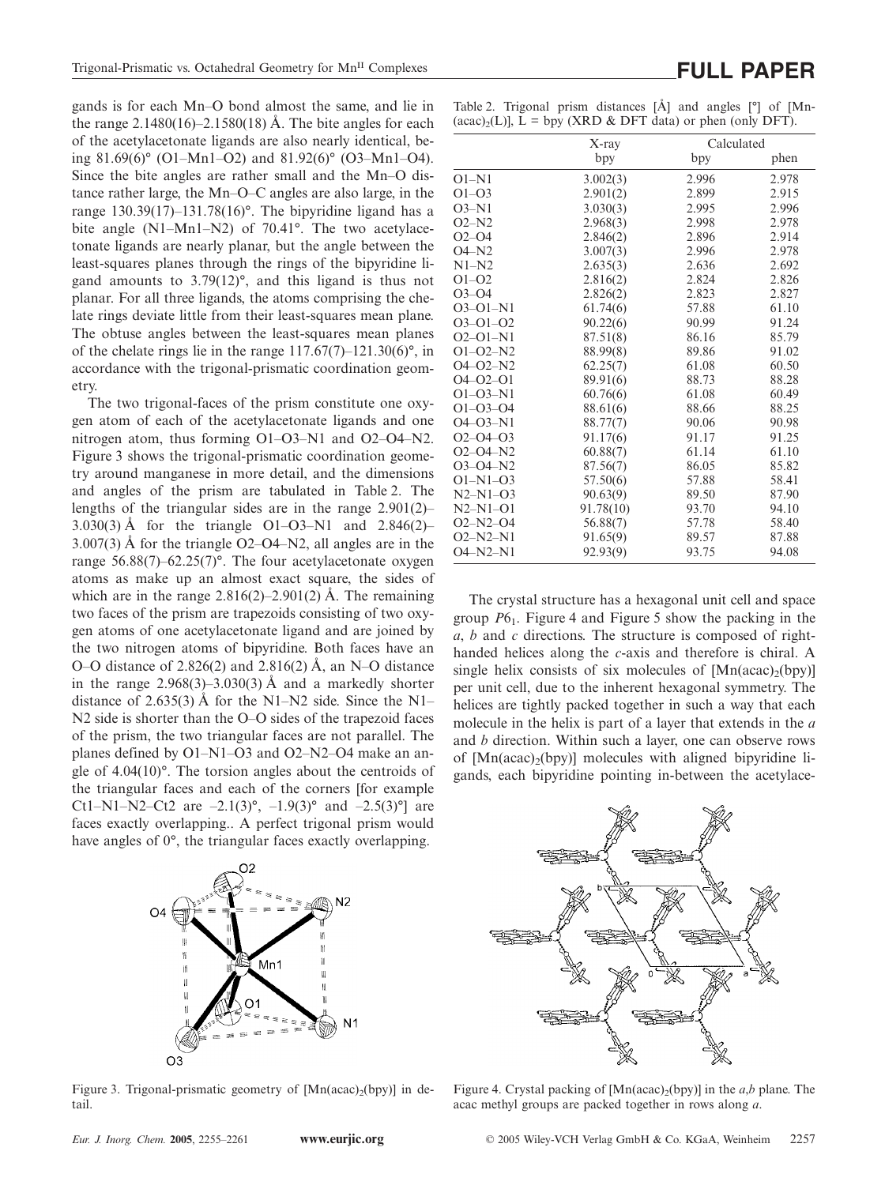gands is for each Mn–O bond almost the same, and lie in the range 2.1480(16)–2.1580(18) Å. The bite angles for each of the acetylacetonate ligands are also nearly identical, being 81.69(6)° (O1–Mn1–O2) and 81.92(6)° (O3–Mn1–O4). Since the bite angles are rather small and the Mn–O distance rather large, the Mn–O–C angles are also large, in the range 130.39(17)–131.78(16)°. The bipyridine ligand has a bite angle (N1–Mn1–N2) of 70.41°. The two acetylacetonate ligands are nearly planar, but the angle between the least-squares planes through the rings of the bipyridine ligand amounts to 3.79(12)°, and this ligand is thus not planar. For all three ligands, the atoms comprising the chelate rings deviate little from their least-squares mean plane. The obtuse angles between the least-squares mean planes of the chelate rings lie in the range 117.67(7)–121.30(6)°, in accordance with the trigonal-prismatic coordination geometry.

The two trigonal-faces of the prism constitute one oxygen atom of each of the acetylacetonate ligands and one nitrogen atom, thus forming O1–O3–N1 and O2–O4–N2. Figure 3 shows the trigonal-prismatic coordination geometry around manganese in more detail, and the dimensions and angles of the prism are tabulated in Table 2. The lengths of the triangular sides are in the range 2.901(2)–3.030(3) Å for the triangle O1–O3–N1 and 2.846(2)–3.007(3) Å for the triangle O2–O4–N2, all angles are in the range 56.88(7)–62.25(7)°. The four acetylacetonate oxygen atoms as make up an almost exact square, the sides of which are in the range 2.816(2)–2.901(2) Å. The remaining two faces of the prism are trapezoids consisting of two oxygen atoms of one acetylacetonate ligand and are joined by the two nitrogen atoms of bipyridine. Both faces have an O–O distance of 2.826(2) and 2.816(2) Å, an N–O distance in the range 2.968(3)–3.030(3) Å and a markedly shorter distance of 2.635(3) Å for the N1–N2 side. Since the N1–N2 side is shorter than the O–O sides of the trapezoid faces of the prism, the two triangular faces are not parallel. The planes defined by O1–N1–O3 and O2–N2–O4 make an angle of 4.04(10)°. The torsion angles about the centroids of the triangular faces and each of the corners [for example Ct1–N1–N2–Ct2 are –2.1(3)°, –1.9(3)° and –2.5(3)°] are faces exactly overlapping.. A perfect trigonal prism would have angles of 0°, the triangular faces exactly overlapping.

Figure 3. Trigonal-prismatic geometry of $[Mn(acac)_2(bpy)]$ in detail.

Table 2. Trigonal prism distances [Å] and angles [°] of $[Mn(acac)_2(L)]$, L = bpy (XRD & DFT data) or phen (only DFT).

| | X-ray | Calculated | |
|---|---|---|---|
| | bpy | bpy | phen |
| O1–N1 | 3.002(3) | 2.996 | 2.978 |
| O1–O3 | 2.901(2) | 2.899 | 2.915 |
| O3–N1 | 3.030(3) | 2.995 | 2.996 |
| O2–N2 | 2.968(3) | 2.998 | 2.978 |
| O2–O4 | 2.846(2) | 2.896 | 2.914 |
| O4–N2 | 3.007(3) | 2.996 | 2.978 |
| N1–N2 | 2.635(3) | 2.636 | 2.692 |
| O1–O2 | 2.816(2) | 2.824 | 2.826 |
| O3–O4 | 2.826(2) | 2.823 | 2.827 |
| O3–O1–N1 | 61.74(6) | 57.88 | 61.10 |
| O3–O1–O2 | 90.22(6) | 90.99 | 91.24 |
| O2–O1–N1 | 87.51(8) | 86.16 | 85.79 |
| O1–O2–N2 | 88.99(8) | 89.86 | 91.02 |
| O4–O2–N2 | 62.25(7) | 61.08 | 60.50 |
| O4–O2–O1 | 89.91(6) | 88.73 | 88.28 |
| O1–O3–N1 | 60.76(6) | 61.08 | 60.49 |
| O1–O3–O4 | 88.61(6) | 88.66 | 88.25 |
| O4–O3–N1 | 88.77(7) | 90.06 | 90.98 |
| O2–O4–O3 | 91.17(6) | 91.17 | 91.25 |
| O2–O4–N2 | 60.88(7) | 61.14 | 61.10 |
| O3–O4–N2 | 87.56(7) | 86.05 | 85.82 |
| O1–N1–O3 | 57.50(6) | 57.88 | 58.41 |
| N2–N1–O3 | 90.63(9) | 89.50 | 87.90 |
| N2–N1–O1 | 91.78(10) | 93.70 | 94.10 |
| O2–N2–O4 | 56.88(7) | 57.78 | 58.40 |
| O2–N2–N1 | 91.65(9) | 89.57 | 87.88 |
| O4–N2–N1 | 92.93(9) | 93.75 | 94.08 |

The crystal structure has a hexagonal unit cell and space group $P6_1$. Figure 4 and Figure 5 show the packing in the *a*, *b* and *c* directions. The structure is composed of right-handed helices along the *c*-axis and therefore is chiral. A single helix consists of six molecules of $[Mn(acac)_2(bpy)]$ per unit cell, due to the inherent hexagonal symmetry. The helices are tightly packed together in such a way that each molecule in the helix is part of a layer that extends in the *a* and *b* direction. Within such a layer, one can observe rows of $[Mn(acac)_2(bpy)]$ molecules with aligned bipyridine ligands, each bipyridine pointing in-between the acetylace-

Figure 4. Crystal packing of $[Mn(acac)_2(bpy)]$ in the *a*,*b* plane. The acac methyl groups are packed together in rows along *a*.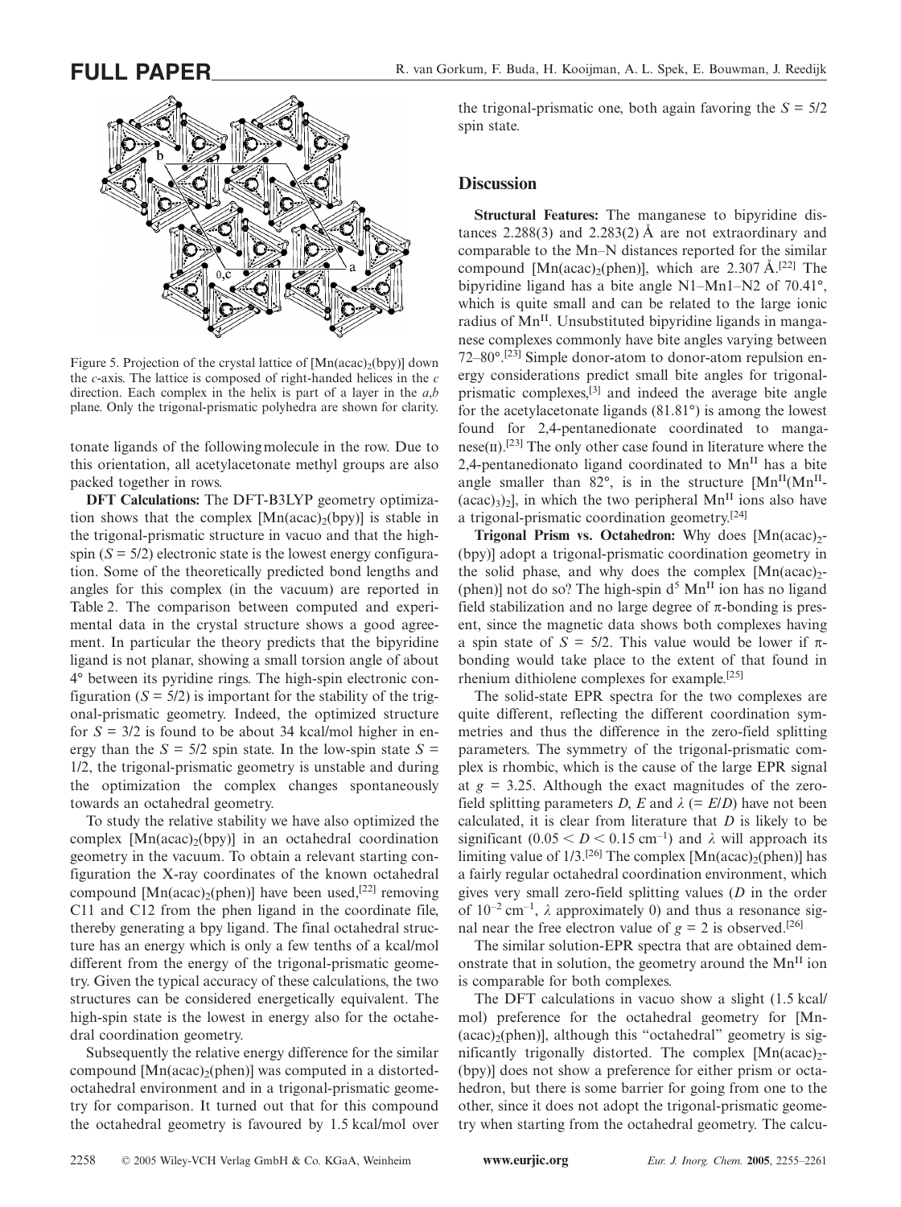Figure 5. Projection of the crystal lattice of $[Mn(acac)_2(bpy)]$ down the *c*-axis. The lattice is composed of right-handed helices in the *c* direction. Each complex in the helix is part of a layer in the *a*,*b* plane. Only the trigonal-prismatic polyhedra are shown for clarity.

tonate ligands of the following molecule in the row. Due to this orientation, all acetylacetonate methyl groups are also packed together in rows.

**DFT Calculations:** The DFT-B3LYP geometry optimization shows that the complex $[Mn(acac)_2(bpy)]$ is stable in the trigonal-prismatic structure in vacuo and that the high-spin ($S = 5/2$) electronic state is the lowest energy configuration. Some of the theoretically predicted bond lengths and angles for this complex (in the vacuum) are reported in Table 2. The comparison between computed and experimental data in the crystal structure shows a good agreement. In particular the theory predicts that the bipyridine ligand is not planar, showing a small torsion angle of about 4° between its pyridine rings. The high-spin electronic configuration ($S = 5/2$) is important for the stability of the trigonal-prismatic geometry. Indeed, the optimized structure for $S = 3/2$ is found to be about 34 kcal/mol higher in energy than the $S = 5/2$ spin state. In the low-spin state $S = 1/2$, the trigonal-prismatic geometry is unstable and during the optimization the complex changes spontaneously towards an octahedral geometry.

To study the relative stability we have also optimized the complex $[Mn(acac)_2(bpy)]$ in an octahedral coordination geometry in the vacuum. To obtain a relevant starting configuration the X-ray coordinates of the known octahedral compound $[Mn(acac)_2(phen)]$ have been used,[22] removing C11 and C12 from the phen ligand in the coordinate file, thereby generating a bpy ligand. The final octahedral structure has an energy which is only a few tenths of a kcal/mol different from the energy of the trigonal-prismatic geometry. Given the typical accuracy of these calculations, the two structures can be considered energetically equivalent. The high-spin state is the lowest in energy also for the octahedral coordination geometry.

Subsequently the relative energy difference for the similar compound $[Mn(acac)_2(phen)]$ was computed in a distorted-octahedral environment and in a trigonal-prismatic geometry for comparison. It turned out that for this compound the octahedral geometry is favoured by 1.5 kcal/mol over the trigonal-prismatic one, both again favoring the $S = 5/2$ spin state.

## Discussion

**Structural Features:** The manganese to bipyridine distances 2.288(3) and 2.283(2) Å are not extraordinary and comparable to the Mn–N distances reported for the similar compound $[Mn(acac)_2(phen)]$, which are 2.307 Å.[22] The bipyridine ligand has a bite angle N1–Mn1–N2 of 70.41°, which is quite small and can be related to the large ionic radius of $Mn^{II}$. Unsubstituted bipyridine ligands in manganese complexes commonly have bite angles varying between 72–80°.[23] Simple donor-atom to donor-atom repulsion energy considerations predict small bite angles for trigonal-prismatic complexes,[3] and indeed the average bite angle for the acetylacetonate ligands (81.81°) is among the lowest found for 2,4-pentanedionate coordinated to manganese(II).[23] The only other case found in literature where the 2,4-pentanedionato ligand coordinated to $Mn^{II}$ has a bite angle smaller than 82°, is in the structure $[Mn^{II}(Mn^{II}(acac)_3)_2]$, in which the two peripheral $Mn^{II}$ ions also have a trigonal-prismatic coordination geometry.[24]

**Trigonal Prism vs. Octahedron:** Why does $[Mn(acac)_2(bpy)]$ adopt a trigonal-prismatic coordination geometry in the solid phase, and why does the complex $[Mn(acac)_2(phen)]$ not do so? The high-spin $d^5$ $Mn^{II}$ ion has no ligand field stabilization and no large degree of π-bonding is present, since the magnetic data shows both complexes having a spin state of $S = 5/2$. This value would be lower if π-bonding would take place to the extent of that found in rhenium dithiolene complexes for example.[25]

The solid-state EPR spectra for the two complexes are quite different, reflecting the different coordination symmetries and thus the difference in the zero-field splitting parameters. The symmetry of the trigonal-prismatic complex is rhombic, which is the cause of the large EPR signal at $g = 3.25$. Although the exact magnitudes of the zero-field splitting parameters $D$, $E$ and $\lambda$ (= $E/D$) have not been calculated, it is clear from literature that $D$ is likely to be significant ($0.05 < D < 0.15\ cm^{-1}$) and $\lambda$ will approach its limiting value of 1/3.[26] The complex $[Mn(acac)_2(phen)]$ has a fairly regular octahedral coordination environment, which gives very small zero-field splitting values ($D$ in the order of $10^{-2}\ cm^{-1}$, $\lambda$ approximately 0) and thus a resonance signal near the free electron value of $g = 2$ is observed.[26]

The similar solution-EPR spectra that are obtained demonstrate that in solution, the geometry around the $Mn^{II}$ ion is comparable for both complexes.

The DFT calculations in vacuo show a slight (1.5 kcal/mol) preference for the octahedral geometry for $[Mn(acac)_2(phen)]$, although this "octahedral" geometry is significantly trigonally distorted. The complex $[Mn(acac)_2(bpy)]$ does not show a preference for either prism or octahedron, but there is some barrier for going from one to the other, since it does not adopt the trigonal-prismatic geometry when starting from the octahedral geometry. The calcu-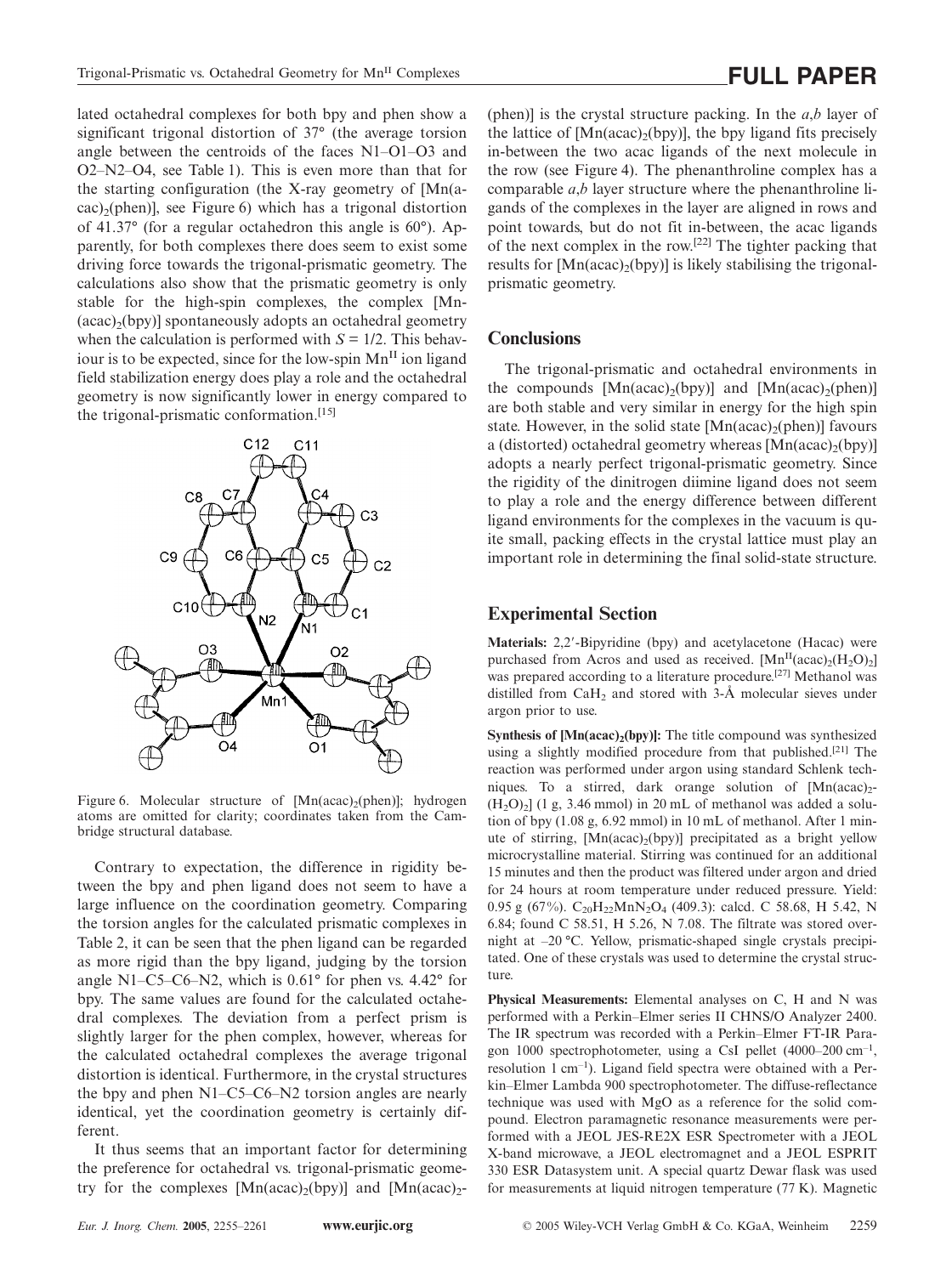lated octahedral complexes for both bpy and phen show a significant trigonal distortion of 37° (the average torsion angle between the centroids of the faces N1–O1–O3 and O2–N2–O4, see Table 1). This is even more than that for the starting configuration (the X-ray geometry of [Mn(acac)$_2$(phen)], see Figure 6) which has a trigonal distortion of 41.37° (for a regular octahedron this angle is 60°). Apparently, for both complexes there does seem to exist some driving force towards the trigonal-prismatic geometry. The calculations also show that the prismatic geometry is only stable for the high-spin complexes, the complex [Mn(acac)$_2$(bpy)] spontaneously adopts an octahedral geometry when the calculation is performed with $S = 1/2$. This behaviour is to be expected, since for the low-spin Mn$^{II}$ ion ligand field stabilization energy does play a role and the octahedral geometry is now significantly lower in energy compared to the trigonal-prismatic conformation.[15]

Figure 6. Molecular structure of [Mn(acac)$_2$(phen)]; hydrogen atoms are omitted for clarity; coordinates taken from the Cambridge structural database.

Contrary to expectation, the difference in rigidity between the bpy and phen ligand does not seem to have a large influence on the coordination geometry. Comparing the torsion angles for the calculated prismatic complexes in Table 2, it can be seen that the phen ligand can be regarded as more rigid than the bpy ligand, judging by the torsion angle N1–C5–C6–N2, which is 0.61° for phen vs. 4.42° for bpy. The same values are found for the calculated octahedral complexes. The deviation from a perfect prism is slightly larger for the phen complex, however, whereas for the calculated octahedral complexes the average trigonal distortion is identical. Furthermore, in the crystal structures the bpy and phen N1–C5–C6–N2 torsion angles are nearly identical, yet the coordination geometry is certainly different.

It thus seems that an important factor for determining the preference for octahedral vs. trigonal-prismatic geometry for the complexes [Mn(acac)$_2$(bpy)] and [Mn(acac)$_2$(phen)] is the crystal structure packing. In the *a*,*b* layer of the lattice of [Mn(acac)$_2$(bpy)], the bpy ligand fits precisely in-between the two acac ligands of the next molecule in the row (see Figure 4). The phenanthroline complex has a comparable *a*,*b* layer structure where the phenanthroline ligands of the complexes in the layer are aligned in rows and point towards, but do not fit in-between, the acac ligands of the next complex in the row.[22] The tighter packing that results for [Mn(acac)$_2$(bpy)] is likely stabilising the trigonal-prismatic geometry.

## Conclusions

The trigonal-prismatic and octahedral environments in the compounds [Mn(acac)$_2$(bpy)] and [Mn(acac)$_2$(phen)] are both stable and very similar in energy for the high spin state. However, in the solid state [Mn(acac)$_2$(phen)] favours a (distorted) octahedral geometry whereas [Mn(acac)$_2$(bpy)] adopts a nearly perfect trigonal-prismatic geometry. Since the rigidity of the dinitrogen diimine ligand does not seem to play a role and the energy difference between different ligand environments for the complexes in the vacuum is quite small, packing effects in the crystal lattice must play an important role in determining the final solid-state structure.

## Experimental Section

**Materials:** 2,2′-Bipyridine (bpy) and acetylacetone (Hacac) were purchased from Acros and used as received. [Mn$^{II}$(acac)$_2$(H$_2$O)$_2$] was prepared according to a literature procedure.[27] Methanol was distilled from CaH$_2$ and stored with 3-Å molecular sieves under argon prior to use.

**Synthesis of [Mn(acac)$_2$(bpy)]:** The title compound was synthesized using a slightly modified procedure from that published.[21] The reaction was performed under argon using standard Schlenk techniques. To a stirred, dark orange solution of [Mn(acac)$_2$(H$_2$O)$_2$] (1 g, 3.46 mmol) in 20 mL of methanol was added a solution of bpy (1.08 g, 6.92 mmol) in 10 mL of methanol. After 1 minute of stirring, [Mn(acac)$_2$(bpy)] precipitated as a bright yellow microcrystalline material. Stirring was continued for an additional 15 minutes and then the product was filtered under argon and dried for 24 hours at room temperature under reduced pressure. Yield: 0.95 g (67%). C$_{20}$H$_{22}$MnN$_2$O$_4$ (409.3): calcd. C 58.68, H 5.42, N 6.84; found C 58.51, H 5.26, N 7.08. The filtrate was stored overnight at –20 °C. Yellow, prismatic-shaped single crystals precipitated. One of these crystals was used to determine the crystal structure.

**Physical Measurements:** Elemental analyses on C, H and N was performed with a Perkin–Elmer series II CHNS/O Analyzer 2400. The IR spectrum was recorded with a Perkin–Elmer FT-IR Paragon 1000 spectrophotometer, using a CsI pellet (4000–200 cm$^{-1}$, resolution 1 cm$^{-1}$). Ligand field spectra were obtained with a Perkin–Elmer Lambda 900 spectrophotometer. The diffuse-reflectance technique was used with MgO as a reference for the solid compound. Electron paramagnetic resonance measurements were performed with a JEOL JES-RE2X ESR Spectrometer with a JEOL X-band microwave, a JEOL electromagnet and a JEOL ESPRIT 330 ESR Datasystem unit. A special quartz Dewar flask was used for measurements at liquid nitrogen temperature (77 K). Magnetic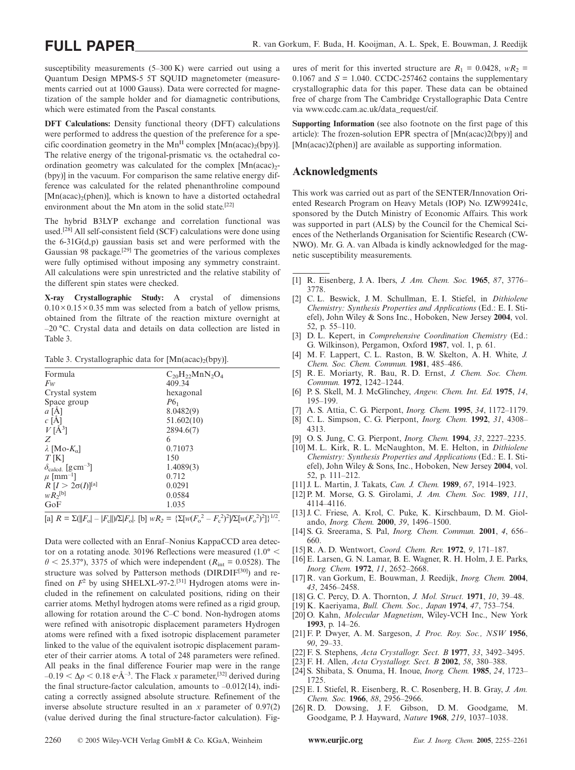susceptibility measurements (5–300 K) were carried out using a Quantum Design MPMS-5 5T SQUID magnetometer (measurements carried out at 1000 Gauss). Data were corrected for magnetization of the sample holder and for diamagnetic contributions, which were estimated from the Pascal constants.

**DFT Calculations:** Density functional theory (DFT) calculations were performed to address the question of the preference for a specific coordination geometry in the $Mn^{II}$ complex $[Mn(acac)_2(bpy)]$. The relative energy of the trigonal-prismatic vs. the octahedral coordination geometry was calculated for the complex $[Mn(acac)_2(bpy)]$ in the vacuum. For comparison the same relative energy difference was calculated for the related phenanthroline compound $[Mn(acac)_2(phen)]$, which is known to have a distorted octahedral environment about the Mn atom in the solid state.[22]

The hybrid B3LYP exchange and correlation functional was used.[28] All self-consistent field (SCF) calculations were done using the 6-31G(d,p) gaussian basis set and were performed with the Gaussian 98 package.[29] The geometries of the various complexes were fully optimised without imposing any symmetry constraint. All calculations were spin unrestricted and the relative stability of the different spin states were checked.

**X-ray Crystallographic Study:** A crystal of dimensions $0.10 \times 0.15 \times 0.35$ mm was selected from a batch of yellow prisms, obtained from the filtrate of the reaction mixture overnight at –20 °C. Crystal data and details on data collection are listed in Table 3.

Table 3. Crystallographic data for $[Mn(acac)_2(bpy)]$.

| | |
|---|---|
| Formula | $C_{20}H_{22}MnN_2O_4$ |
| *Fw* | 409.34 |
| Crystal system | hexagonal |
| Space group | $P6_1$ |
| *a* [Å] | 8.0482(9) |
| *c* [Å] | 51.602(10) |
| *V* [Å$^3$] | 2894.6(7) |
| *Z* | 6 |
| $\lambda$ [Mo-$K_\alpha$] | 0.71073 |
| *T* [K] | 150 |
| $\delta_{calcd.}$ [g cm$^{-3}$] | 1.4089(3) |
| $\mu$ [mm$^{-1}$] | 0.712 |
| $R$ [$I > 2\sigma(I)$][a] | 0.0291 |
| $wR_2$[b] | 0.0584 |
| GoF | 1.035 |

[a] $R = \Sigma(||F_o| - |F_c||)/\Sigma|F_o|$. [b] $wR_2 = \{\Sigma[w(F_o^2 - F_c^2)^2]/\Sigma[w(F_o^2)^2]\}^{1/2}$.

Data were collected with an Enraf–Nonius KappaCCD area detector on a rotating anode. 30196 Reflections were measured ($1.0° < \theta < 25.37°$), 3375 of which were independent ($R_{int} = 0.0528$). The structure was solved by Patterson methods (DIRDIF[30]) and refined on $F^2$ by using SHELXL-97-2.[31] Hydrogen atoms were included in the refinement on calculated positions, riding on their carrier atoms. Methyl hydrogen atoms were refined as a rigid group, allowing for rotation around the C–C bond. Non-hydrogen atoms were refined with anisotropic displacement parameters Hydrogen atoms were refined with a fixed isotropic displacement parameter linked to the value of the equivalent isotropic displacement parameter of their carrier atoms. A total of 248 parameters were refined. All peaks in the final difference Fourier map were in the range $-0.19 < \Delta\rho < 0.18$ e·Å$^{-3}$. The Flack *x* parameter,[32] derived during the final structure-factor calculation, amounts to –0.012(14), indicating a correctly assigned absolute structure. Refinement of the inverse absolute structure resulted in an *x* parameter of 0.97(2) (value derived during the final structure-factor calculation). Figures of merit for this inverted structure are $R_1 = 0.0428$, $wR_2 = 0.1067$ and $S = 1.040$. CCDC-257462 contains the supplementary crystallographic data for this paper. These data can be obtained free of charge from The Cambridge Crystallographic Data Centre via www.ccdc.cam.ac.uk/data_request/cif.

**Supporting Information** (see also footnote on the first page of this article): The frozen-solution EPR spectra of [Mn(acac)2(bpy)] and [Mn(acac)2(phen)] are available as supporting information.

## Acknowledgments

This work was carried out as part of the SENTER/Innovation Oriented Research Program on Heavy Metals (IOP) No. IZW99241c, sponsored by the Dutch Ministry of Economic Affairs. This work was supported in part (ALS) by the Council for the Chemical Sciences of the Netherlands Organisation for Scientific Research (CW-NWO). Mr. G. A. van Albada is kindly acknowledged for the magnetic susceptibility measurements.

[1] R. Eisenberg, J. A. Ibers, *J. Am. Chem. Soc.* **1965**, *87*, 3776–3778.
[2] C. L. Beswick, J. M. Schullman, E. I. Stiefel, in *Dithiolene Chemistry: Synthesis Properties and Applications* (Ed.: E. I. Stiefel), John Wiley & Sons Inc., Hoboken, New Jersey **2004**, vol. 52, p. 55–110.
[3] D. L. Kepert, in *Comprehensive Coordination Chemistry* (Ed.: G. Wilkinson), Pergamon, Oxford **1987**, vol. 1, p. 61.
[4] M. F. Lappert, C. L. Raston, B. W. Skelton, A. H. White, *J. Chem. Soc. Chem. Commun.* **1981**, 485–486.
[5] R. E. Moriarty, R. Bau, R. D. Ernst, *J. Chem. Soc. Chem. Commun.* **1972**, 1242–1244.
[6] P. S. Skell, M. J. McGlinchey, *Angew. Chem. Int. Ed.* **1975**, *14*, 195–199.
[7] A. S. Attia, C. G. Pierpont, *Inorg. Chem.* **1995**, *34*, 1172–1179.
[8] C. L. Simpson, C. G. Pierpont, *Inorg. Chem.* **1992**, *31*, 4308–4313.
[9] O. S. Jung, C. G. Pierpont, *Inorg. Chem.* **1994**, *33*, 2227–2235.
[10] M. L. Kirk, R. L. McNaughton, M. E. Helton, in *Dithiolene Chemistry: Synthesis Properties and Applications* (Ed.: E. I. Stiefel), John Wiley & Sons, Inc., Hoboken, New Jersey **2004**, vol. 52, p. 111–212.
[11] J. L. Martin, J. Takats, *Can. J. Chem.* **1989**, *67*, 1914–1923.
[12] P. M. Morse, G. S. Girolami, *J. Am. Chem. Soc.* **1989**, *111*, 4114–4116.
[13] J. C. Friese, A. Krol, C. Puke, K. Kirschbaum, D. M. Giolando, *Inorg. Chem.* **2000**, *39*, 1496–1500.
[14] S. G. Sreerama, S. Pal, *Inorg. Chem. Commun.* **2001**, *4*, 656–660.
[15] R. A. D. Wentwort, *Coord. Chem. Rev.* **1972**, *9*, 171–187.
[16] E. Larsen, G. N. Lamar, B. E. Wagner, R. H. Holm, J. E. Parks, *Inorg. Chem.* **1972**, *11*, 2652–2668.
[17] R. van Gorkum, E. Bouwman, J. Reedijk, *Inorg. Chem.* **2004**, *43*, 2456–2458.
[18] G. C. Percy, D. A. Thornton, *J. Mol. Struct.* **1971**, *10*, 39–48.
[19] K. Kaeriyama, *Bull. Chem. Soc., Japan* **1974**, *47*, 753–754.
[20] O. Kahn, *Molecular Magnetism*, Wiley-VCH Inc., New York **1993**, p. 14–26.
[21] F. P. Dwyer, A. M. Sargeson, *J. Proc. Roy. Soc., NSW* **1956**, *90*, 29–33.
[22] F. S. Stephens, *Acta Crystallogr. Sect. B* **1977**, *33*, 3492–3495.
[23] F. H. Allen, *Acta Crystallogr. Sect. B* **2002**, *58*, 380–388.
[24] S. Shibata, S. Onuma, H. Inoue, *Inorg. Chem.* **1985**, *24*, 1723–1725.
[25] E. I. Stiefel, R. Eisenberg, R. C. Rosenberg, H. B. Gray, *J. Am. Chem. Soc.* **1966**, *88*, 2956–2966.
[26] R. D. Dowsing, J. F. Gibson, D. M. Goodgame, M. Goodgame, P. J. Hayward, *Nature* **1968**, *219*, 1037–1038.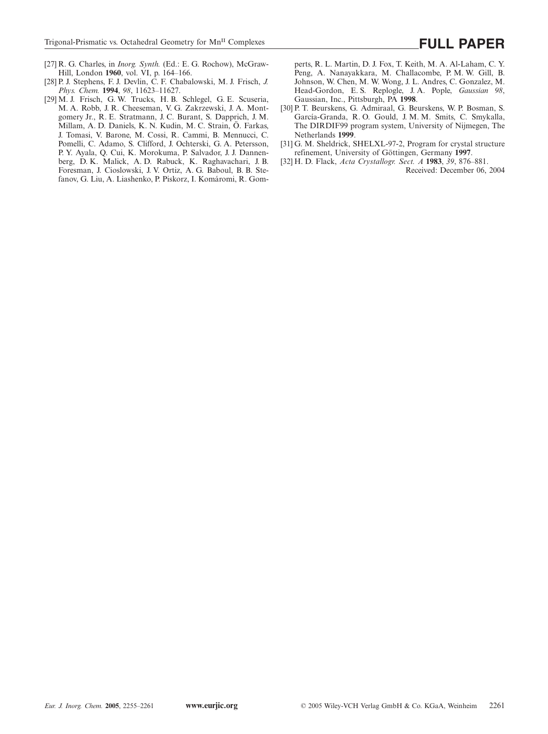[27] R. G. Charles, in *Inorg. Synth.* (Ed.: E. G. Rochow), McGraw-Hill, London **1960**, vol. VI, p. 164–166.

[28] P. J. Stephens, F. J. Devlin, C. F. Chabalowski, M. J. Frisch, *J. Phys. Chem.* **1994**, *98*, 11623–11627.

[29] M. J. Frisch, G. W. Trucks, H. B. Schlegel, G. E. Scuseria, M. A. Robb, J. R. Cheeseman, V. G. Zakrzewski, J. A. Montgomery Jr., R. E. Stratmann, J. C. Burant, S. Dapprich, J. M. Millam, A. D. Daniels, K. N. Kudin, M. C. Strain, Ö. Farkas, J. Tomasi, V. Barone, M. Cossi, R. Cammi, B. Mennucci, C. Pomelli, C. Adamo, S. Clifford, J. Ochterski, G. A. Petersson, P. Y. Ayala, Q. Cui, K. Morokuma, P. Salvador, J. J. Dannenberg, D. K. Malick, A. D. Rabuck, K. Raghavachari, J. B. Foresman, J. Cioslowski, J. V. Ortiz, A. G. Baboul, B. B. Stefanov, G. Liu, A. Liashenko, P. Piskorz, I. Komáromi, R. Gomperts, R. L. Martin, D. J. Fox, T. Keith, M. A. Al-Laham, C. Y. Peng, A. Nanayakkara, M. Challacombe, P. M. W. Gill, B. Johnson, W. Chen, M. W. Wong, J. L. Andres, C. Gonzalez, M. Head-Gordon, E. S. Replogle, J. A. Pople, *Gaussian 98*, Gaussian, Inc., Pittsburgh, PA **1998**.

[30] P. T. Beurskens, G. Admiraal, G. Beurskens, W. P. Bosman, S. García-Granda, R. O. Gould, J. M. M. Smits, C. Smykalla, The DIRDIF99 program system, University of Nijmegen, The Netherlands **1999**.

[31] G. M. Sheldrick, SHELXL-97-2, Program for crystal structure refinement, University of Göttingen, Germany **1997**.

[32] H. D. Flack, *Acta Crystallogr. Sect. A* **1983**, *39*, 876–881.

Received: December 06, 2004